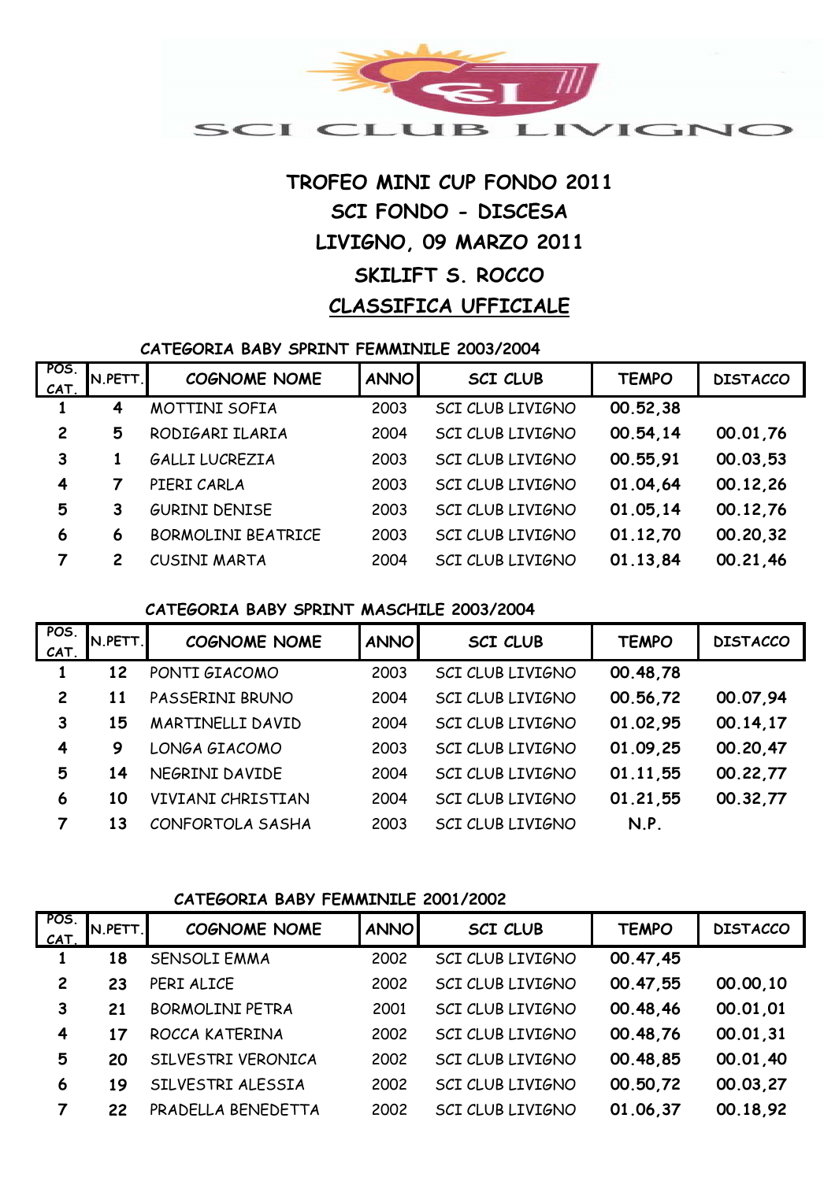SCI CLUB LIVIGNO

# TROFEO MINI CUP FONDO 2011

## SCI FONDO - DISCESA

## LIVIGNO, 09 MARZO 2011

## SKILIFT S. ROCCO

## CLASSIFICA UFFICIALE

### CATEGORIA BABY SPRINT FEMMINILE 2003/2004

| POS. CAT. | N.PETT. | COGNOME NOME | ANNO | SCI CLUB | TEMPO | DISTACCO |
|---|---|---|---|---|---|---|
| 1 | 4 | MOTTINI SOFIA | 2003 | SCI CLUB LIVIGNO | 00.52,38 | |
| 2 | 5 | RODIGARI ILARIA | 2004 | SCI CLUB LIVIGNO | 00.54,14 | 00.01,76 |
| 3 | 1 | GALLI LUCREZIA | 2003 | SCI CLUB LIVIGNO | 00.55,91 | 00.03,53 |
| 4 | 7 | PIERI CARLA | 2003 | SCI CLUB LIVIGNO | 01.04,64 | 00.12,26 |
| 5 | 3 | GURINI DENISE | 2003 | SCI CLUB LIVIGNO | 01.05,14 | 00.12,76 |
| 6 | 6 | BORMOLINI BEATRICE | 2003 | SCI CLUB LIVIGNO | 01.12,70 | 00.20,32 |
| 7 | 2 | CUSINI MARTA | 2004 | SCI CLUB LIVIGNO | 01.13,84 | 00.21,46 |

### CATEGORIA BABY SPRINT MASCHILE 2003/2004

| POS. CAT. | N.PETT. | COGNOME NOME | ANNO | SCI CLUB | TEMPO | DISTACCO |
|---|---|---|---|---|---|---|
| 1 | 12 | PONTI GIACOMO | 2003 | SCI CLUB LIVIGNO | 00.48,78 | |
| 2 | 11 | PASSERINI BRUNO | 2004 | SCI CLUB LIVIGNO | 00.56,72 | 00.07,94 |
| 3 | 15 | MARTINELLI DAVID | 2004 | SCI CLUB LIVIGNO | 01.02,95 | 00.14,17 |
| 4 | 9 | LONGA GIACOMO | 2003 | SCI CLUB LIVIGNO | 01.09,25 | 00.20,47 |
| 5 | 14 | NEGRINI DAVIDE | 2004 | SCI CLUB LIVIGNO | 01.11,55 | 00.22,77 |
| 6 | 10 | VIVIANI CHRISTIAN | 2004 | SCI CLUB LIVIGNO | 01.21,55 | 00.32,77 |
| 7 | 13 | CONFORTOLA SASHA | 2003 | SCI CLUB LIVIGNO | N.P. | |

### CATEGORIA BABY FEMMINILE 2001/2002

| POS. CAT. | N.PETT. | COGNOME NOME | ANNO | SCI CLUB | TEMPO | DISTACCO |
|---|---|---|---|---|---|---|
| 1 | 18 | SENSOLI EMMA | 2002 | SCI CLUB LIVIGNO | 00.47,45 | |
| 2 | 23 | PERI ALICE | 2002 | SCI CLUB LIVIGNO | 00.47,55 | 00.00,10 |
| 3 | 21 | BORMOLINI PETRA | 2001 | SCI CLUB LIVIGNO | 00.48,46 | 00.01,01 |
| 4 | 17 | ROCCA KATERINA | 2002 | SCI CLUB LIVIGNO | 00.48,76 | 00.01,31 |
| 5 | 20 | SILVESTRI VERONICA | 2002 | SCI CLUB LIVIGNO | 00.48,85 | 00.01,40 |
| 6 | 19 | SILVESTRI ALESSIA | 2002 | SCI CLUB LIVIGNO | 00.50,72 | 00.03,27 |
| 7 | 22 | PRADELLA BENEDETTA | 2002 | SCI CLUB LIVIGNO | 01.06,37 | 00.18,92 |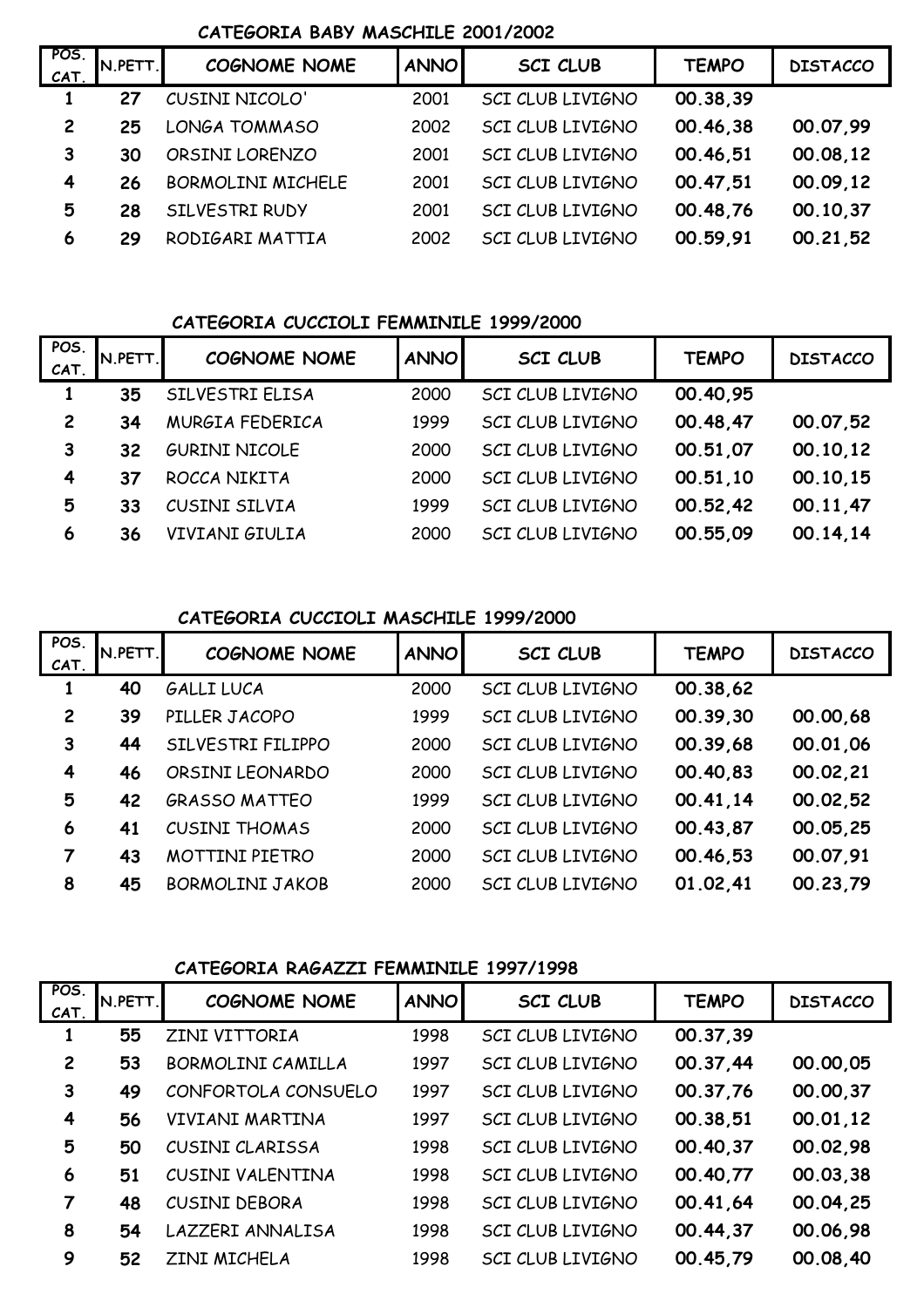### CATEGORIA BABY MASCHILE 2001/2002

| POS. CAT. | N.PETT. | COGNOME NOME | ANNO | SCI CLUB | TEMPO | DISTACCO |
|---|---|---|---|---|---|---|
| 1 | 27 | CUSINI NICOLO' | 2001 | SCI CLUB LIVIGNO | 00.38,39 | |
| 2 | 25 | LONGA TOMMASO | 2002 | SCI CLUB LIVIGNO | 00.46,38 | 00.07,99 |
| 3 | 30 | ORSINI LORENZO | 2001 | SCI CLUB LIVIGNO | 00.46,51 | 00.08,12 |
| 4 | 26 | BORMOLINI MICHELE | 2001 | SCI CLUB LIVIGNO | 00.47,51 | 00.09,12 |
| 5 | 28 | SILVESTRI RUDY | 2001 | SCI CLUB LIVIGNO | 00.48,76 | 00.10,37 |
| 6 | 29 | RODIGARI MATTIA | 2002 | SCI CLUB LIVIGNO | 00.59,91 | 00.21,52 |

### CATEGORIA CUCCIOLI FEMMINILE 1999/2000

| POS. CAT. | N.PETT. | COGNOME NOME | ANNO | SCI CLUB | TEMPO | DISTACCO |
|---|---|---|---|---|---|---|
| 1 | 35 | SILVESTRI ELISA | 2000 | SCI CLUB LIVIGNO | 00.40,95 | |
| 2 | 34 | MURGIA FEDERICA | 1999 | SCI CLUB LIVIGNO | 00.48,47 | 00.07,52 |
| 3 | 32 | GURINI NICOLE | 2000 | SCI CLUB LIVIGNO | 00.51,07 | 00.10,12 |
| 4 | 37 | ROCCA NIKITA | 2000 | SCI CLUB LIVIGNO | 00.51,10 | 00.10,15 |
| 5 | 33 | CUSINI SILVIA | 1999 | SCI CLUB LIVIGNO | 00.52,42 | 00.11,47 |
| 6 | 36 | VIVIANI GIULIA | 2000 | SCI CLUB LIVIGNO | 00.55,09 | 00.14,14 |

### CATEGORIA CUCCIOLI MASCHILE 1999/2000

| POS. CAT. | N.PETT. | COGNOME NOME | ANNO | SCI CLUB | TEMPO | DISTACCO |
|---|---|---|---|---|---|---|
| 1 | 40 | GALLI LUCA | 2000 | SCI CLUB LIVIGNO | 00.38,62 | |
| 2 | 39 | PILLER JACOPO | 1999 | SCI CLUB LIVIGNO | 00.39,30 | 00.00,68 |
| 3 | 44 | SILVESTRI FILIPPO | 2000 | SCI CLUB LIVIGNO | 00.39,68 | 00.01,06 |
| 4 | 46 | ORSINI LEONARDO | 2000 | SCI CLUB LIVIGNO | 00.40,83 | 00.02,21 |
| 5 | 42 | GRASSO MATTEO | 1999 | SCI CLUB LIVIGNO | 00.41,14 | 00.02,52 |
| 6 | 41 | CUSINI THOMAS | 2000 | SCI CLUB LIVIGNO | 00.43,87 | 00.05,25 |
| 7 | 43 | MOTTINI PIETRO | 2000 | SCI CLUB LIVIGNO | 00.46,53 | 00.07,91 |
| 8 | 45 | BORMOLINI JAKOB | 2000 | SCI CLUB LIVIGNO | 01.02,41 | 00.23,79 |

### CATEGORIA RAGAZZI FEMMINILE 1997/1998

| POS. CAT. | N.PETT. | COGNOME NOME | ANNO | SCI CLUB | TEMPO | DISTACCO |
|---|---|---|---|---|---|---|
| 1 | 55 | ZINI VITTORIA | 1998 | SCI CLUB LIVIGNO | 00.37,39 | |
| 2 | 53 | BORMOLINI CAMILLA | 1997 | SCI CLUB LIVIGNO | 00.37,44 | 00.00,05 |
| 3 | 49 | CONFORTOLA CONSUELO | 1997 | SCI CLUB LIVIGNO | 00.37,76 | 00.00,37 |
| 4 | 56 | VIVIANI MARTINA | 1997 | SCI CLUB LIVIGNO | 00.38,51 | 00.01,12 |
| 5 | 50 | CUSINI CLARISSA | 1998 | SCI CLUB LIVIGNO | 00.40,37 | 00.02,98 |
| 6 | 51 | CUSINI VALENTINA | 1998 | SCI CLUB LIVIGNO | 00.40,77 | 00.03,38 |
| 7 | 48 | CUSINI DEBORA | 1998 | SCI CLUB LIVIGNO | 00.41,64 | 00.04,25 |
| 8 | 54 | LAZZERI ANNALISA | 1998 | SCI CLUB LIVIGNO | 00.44,37 | 00.06,98 |
| 9 | 52 | ZINI MICHELA | 1998 | SCI CLUB LIVIGNO | 00.45,79 | 00.08,40 |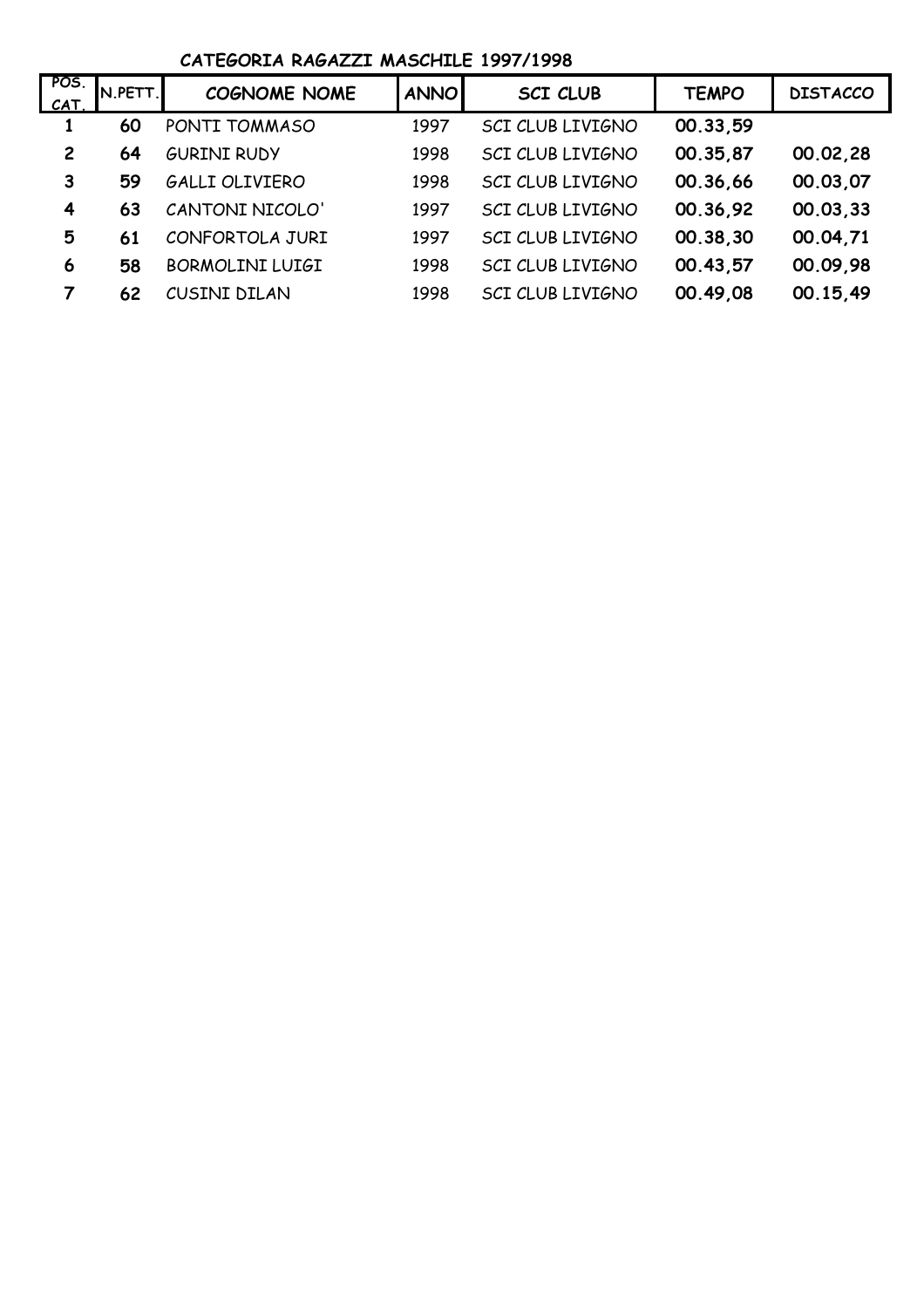**CATEGORIA RAGAZZI MASCHILE 1997/1998**

| POS. CAT. | N.PETT. | COGNOME NOME | ANNO | SCI CLUB | TEMPO | DISTACCO |
|---|---|---|---|---|---|---|
| 1 | 60 | PONTI TOMMASO | 1997 | SCI CLUB LIVIGNO | 00.33,59 | |
| 2 | 64 | GURINI RUDY | 1998 | SCI CLUB LIVIGNO | 00.35,87 | 00.02,28 |
| 3 | 59 | GALLI OLIVIERO | 1998 | SCI CLUB LIVIGNO | 00.36,66 | 00.03,07 |
| 4 | 63 | CANTONI NICOLO' | 1997 | SCI CLUB LIVIGNO | 00.36,92 | 00.03,33 |
| 5 | 61 | CONFORTOLA JURI | 1997 | SCI CLUB LIVIGNO | 00.38,30 | 00.04,71 |
| 6 | 58 | BORMOLINI LUIGI | 1998 | SCI CLUB LIVIGNO | 00.43,57 | 00.09,98 |
| 7 | 62 | CUSINI DILAN | 1998 | SCI CLUB LIVIGNO | 00.49,08 | 00.15,49 |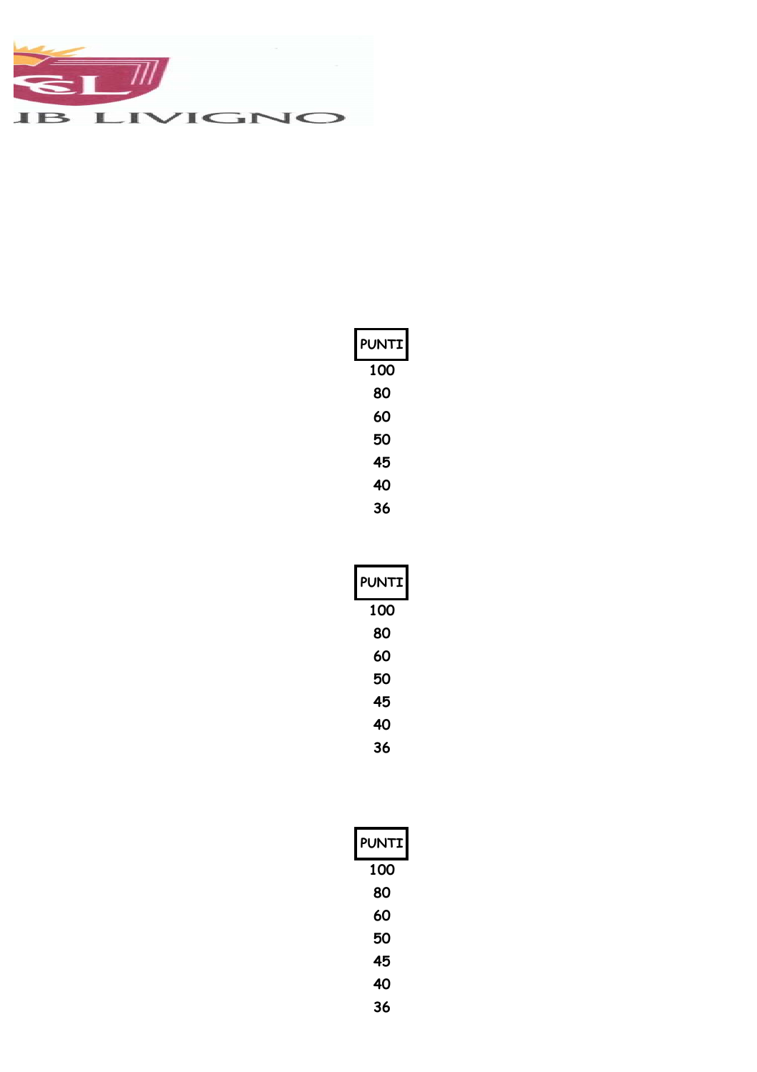IB LIVIGNO

| PUNTI |
| --- |
| 100 |
| 80 |
| 60 |
| 50 |
| 45 |
| 40 |
| 36 |

| PUNTI |
| --- |
| 100 |
| 80 |
| 60 |
| 50 |
| 45 |
| 40 |
| 36 |

| PUNTI |
| --- |
| 100 |
| 80 |
| 60 |
| 50 |
| 45 |
| 40 |
| 36 |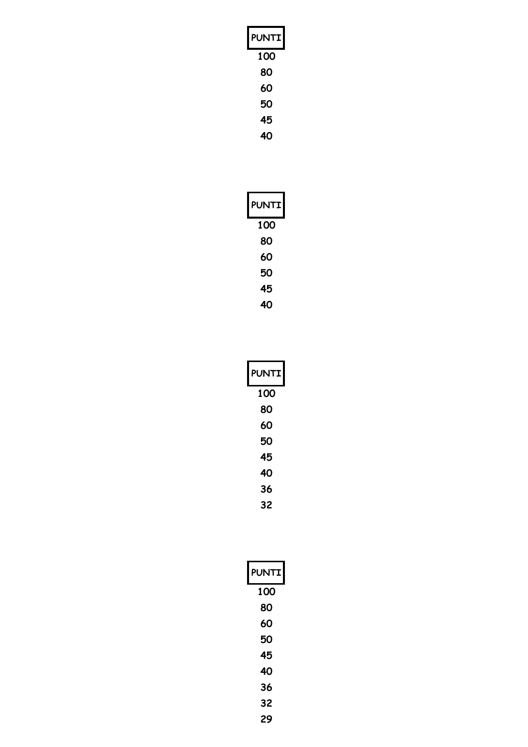| PUNTI |
|---|
| 100 |
| 80 |
| 60 |
| 50 |
| 45 |
| 40 |

| PUNTI |
|---|
| 100 |
| 80 |
| 60 |
| 50 |
| 45 |
| 40 |

| PUNTI |
|---|
| 100 |
| 80 |
| 60 |
| 50 |
| 45 |
| 40 |
| 36 |
| 32 |

| PUNTI |
|---|
| 100 |
| 80 |
| 60 |
| 50 |
| 45 |
| 40 |
| 36 |
| 32 |
| 29 |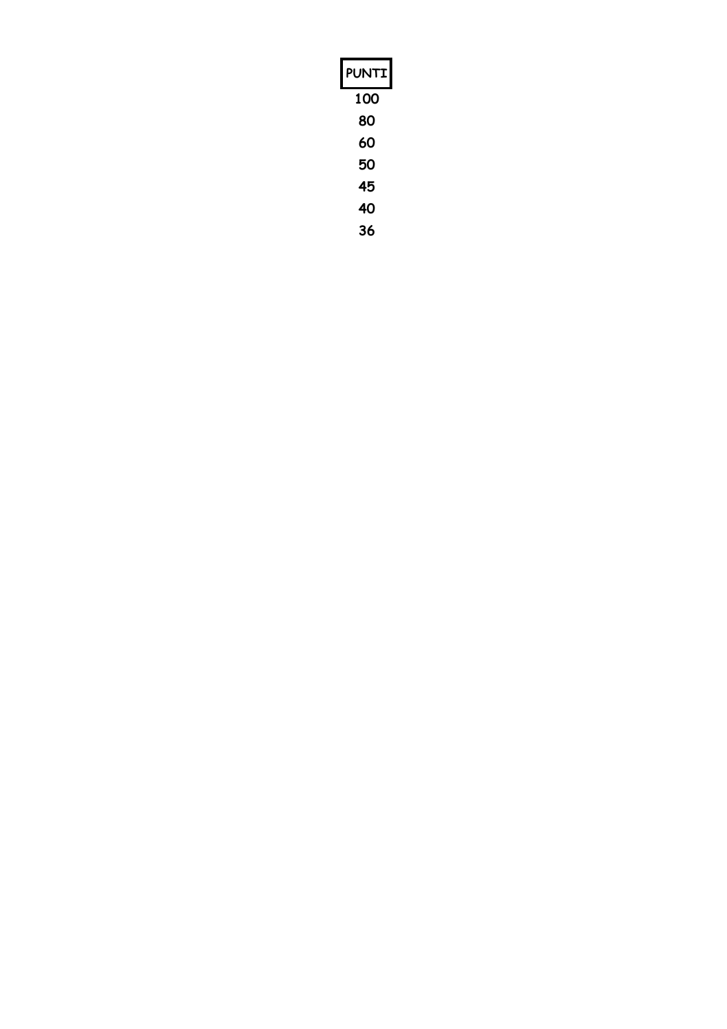| PUNTI |
| --- |
| 100 |
| 80 |
| 60 |
| 50 |
| 45 |
| 40 |
| 36 |